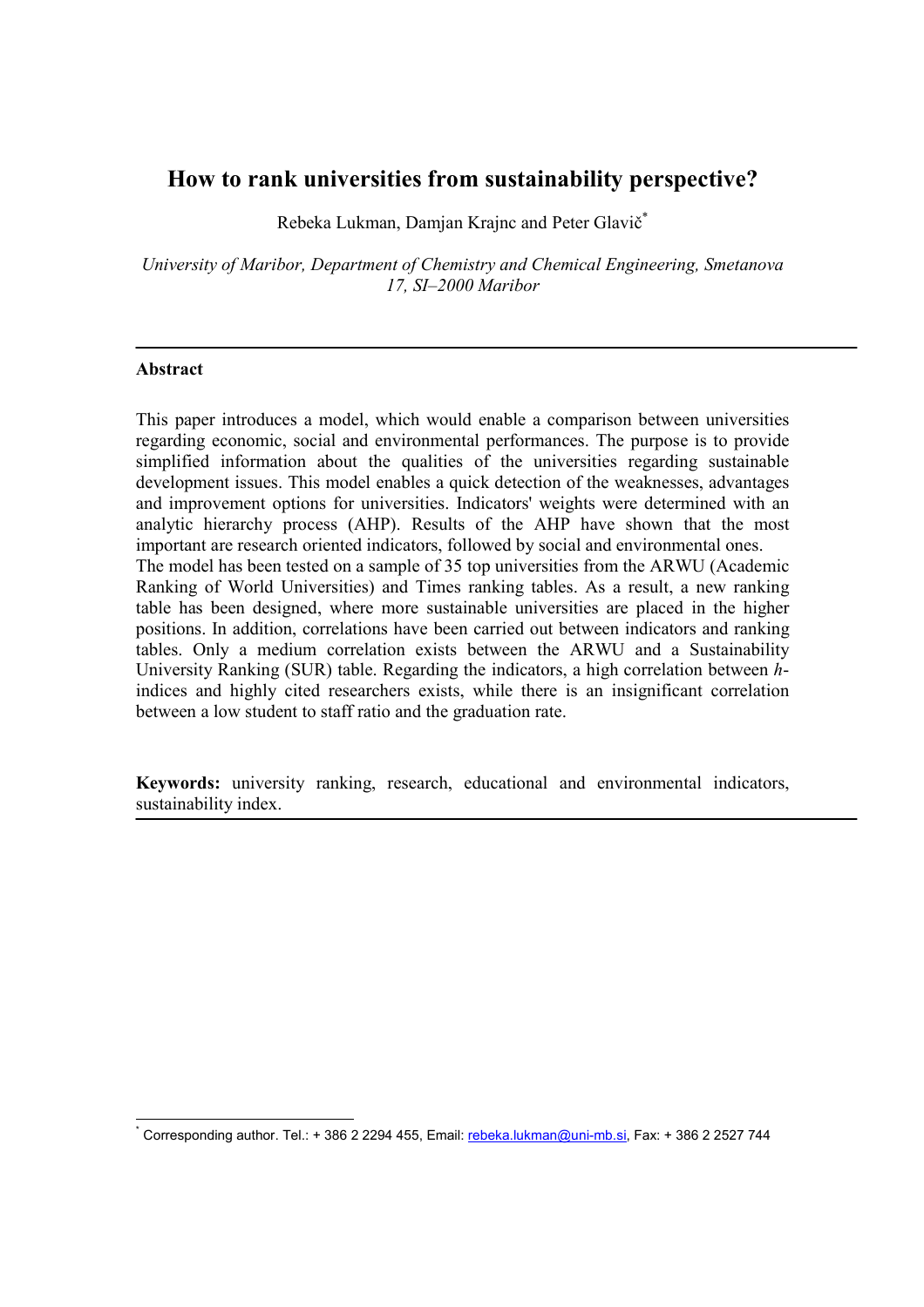# How to rank universities from sustainability perspective?

Rebeka Lukman, Damjan Krajnc and Peter Glavič[*]

*University of Maribor, Department of Chemistry and Chemical Engineering, Smetanova 17, SI–2000 Maribor*

---

## Abstract

This paper introduces a model, which would enable a comparison between universities regarding economic, social and environmental performances. The purpose is to provide simplified information about the qualities of the universities regarding sustainable development issues. This model enables a quick detection of the weaknesses, advantages and improvement options for universities. Indicators' weights were determined with an analytic hierarchy process (AHP). Results of the AHP have shown that the most important are research oriented indicators, followed by social and environmental ones. The model has been tested on a sample of 35 top universities from the ARWU (Academic Ranking of World Universities) and Times ranking tables. As a result, a new ranking table has been designed, where more sustainable universities are placed in the higher positions. In addition, correlations have been carried out between indicators and ranking tables. Only a medium correlation exists between the ARWU and a Sustainability University Ranking (SUR) table. Regarding the indicators, a high correlation between *h*-indices and highly cited researchers exists, while there is an insignificant correlation between a low student to staff ratio and the graduation rate.

**Keywords:** university ranking, research, educational and environmental indicators, sustainability index.

---

[*] Corresponding author. Tel.: + 386 2 2294 455, Email: rebeka.lukman@uni-mb.si, Fax: + 386 2 2527 744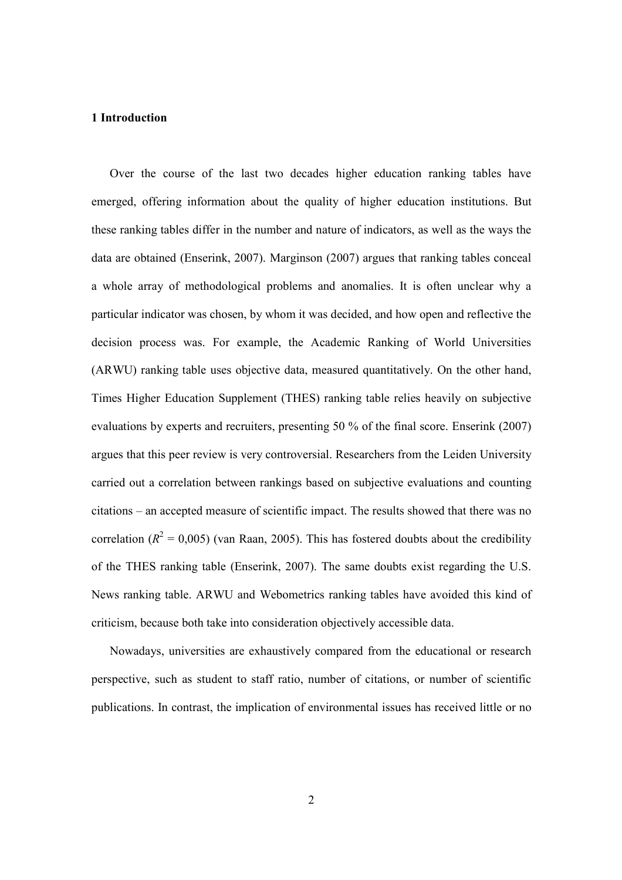# 1 Introduction

Over the course of the last two decades higher education ranking tables have emerged, offering information about the quality of higher education institutions. But these ranking tables differ in the number and nature of indicators, as well as the ways the data are obtained (Enserink, 2007). Marginson (2007) argues that ranking tables conceal a whole array of methodological problems and anomalies. It is often unclear why a particular indicator was chosen, by whom it was decided, and how open and reflective the decision process was. For example, the Academic Ranking of World Universities (ARWU) ranking table uses objective data, measured quantitatively. On the other hand, Times Higher Education Supplement (THES) ranking table relies heavily on subjective evaluations by experts and recruiters, presenting 50 % of the final score. Enserink (2007) argues that this peer review is very controversial. Researchers from the Leiden University carried out a correlation between rankings based on subjective evaluations and counting citations – an accepted measure of scientific impact. The results showed that there was no correlation ($R^2$ = 0,005) (van Raan, 2005). This has fostered doubts about the credibility of the THES ranking table (Enserink, 2007). The same doubts exist regarding the U.S. News ranking table. ARWU and Webometrics ranking tables have avoided this kind of criticism, because both take into consideration objectively accessible data.

Nowadays, universities are exhaustively compared from the educational or research perspective, such as student to staff ratio, number of citations, or number of scientific publications. In contrast, the implication of environmental issues has received little or no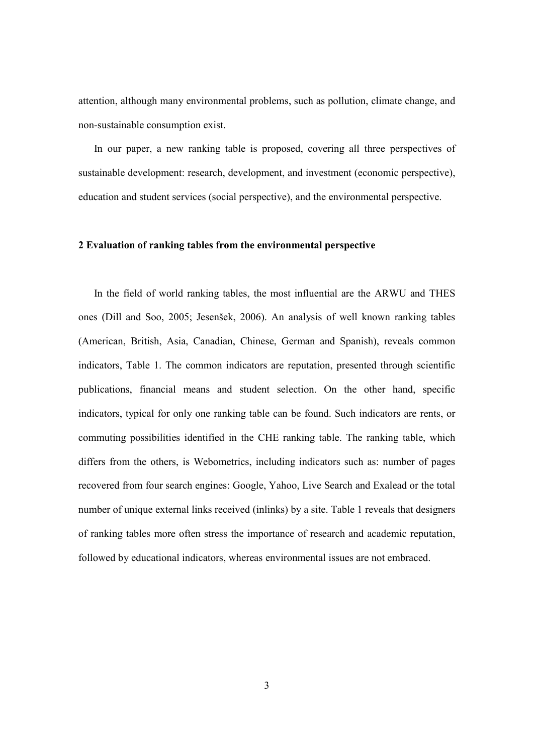attention, although many environmental problems, such as pollution, climate change, and non-sustainable consumption exist.

In our paper, a new ranking table is proposed, covering all three perspectives of sustainable development: research, development, and investment (economic perspective), education and student services (social perspective), and the environmental perspective.

## 2 Evaluation of ranking tables from the environmental perspective

In the field of world ranking tables, the most influential are the ARWU and THES ones (Dill and Soo, 2005; Jesenšek, 2006). An analysis of well known ranking tables (American, British, Asia, Canadian, Chinese, German and Spanish), reveals common indicators, Table 1. The common indicators are reputation, presented through scientific publications, financial means and student selection. On the other hand, specific indicators, typical for only one ranking table can be found. Such indicators are rents, or commuting possibilities identified in the CHE ranking table. The ranking table, which differs from the others, is Webometrics, including indicators such as: number of pages recovered from four search engines: Google, Yahoo, Live Search and Exalead or the total number of unique external links received (inlinks) by a site. Table 1 reveals that designers of ranking tables more often stress the importance of research and academic reputation, followed by educational indicators, whereas environmental issues are not embraced.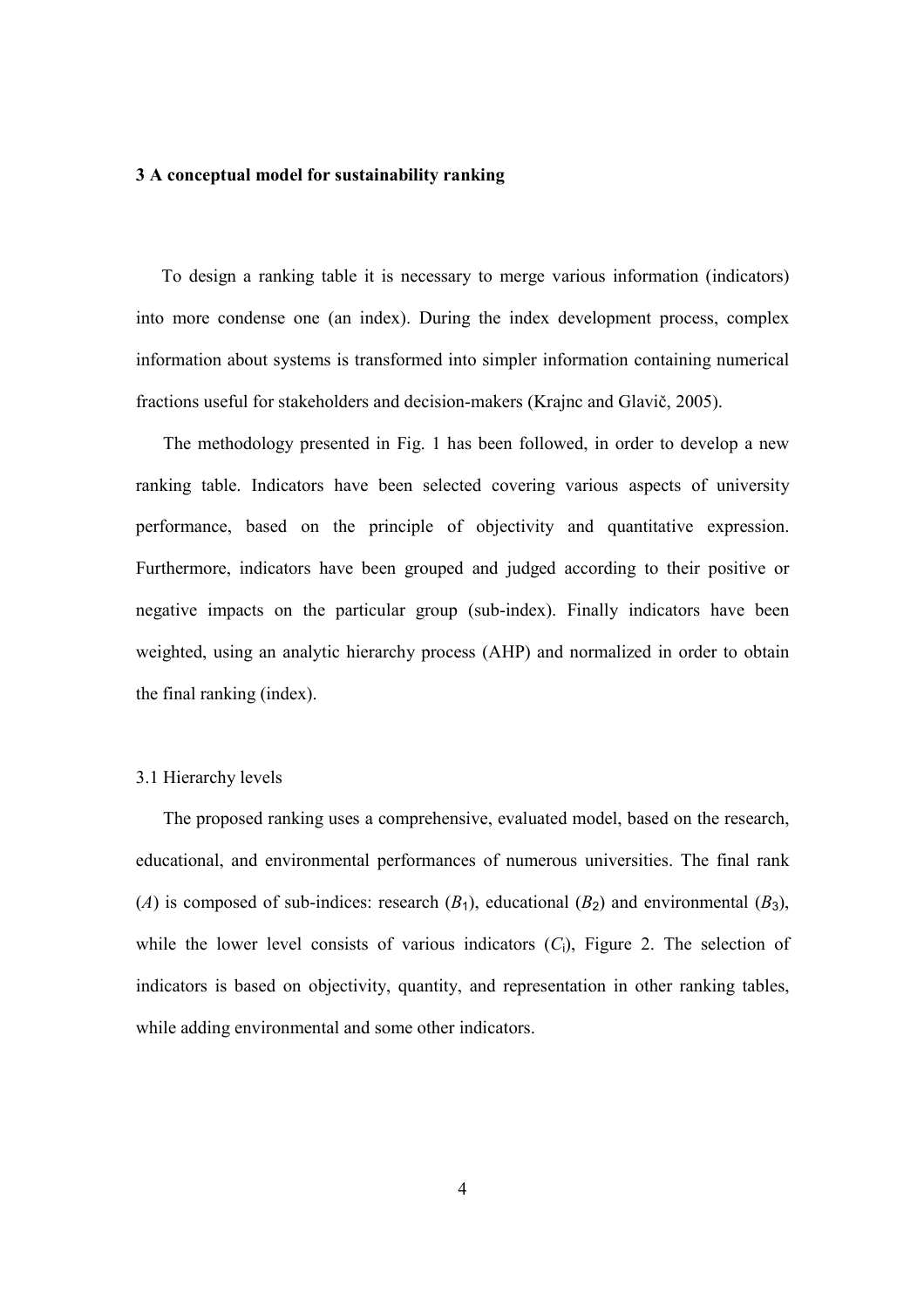## 3 A conceptual model for sustainability ranking

To design a ranking table it is necessary to merge various information (indicators) into more condense one (an index). During the index development process, complex information about systems is transformed into simpler information containing numerical fractions useful for stakeholders and decision-makers (Krajnc and Glavič, 2005).

The methodology presented in Fig. 1 has been followed, in order to develop a new ranking table. Indicators have been selected covering various aspects of university performance, based on the principle of objectivity and quantitative expression. Furthermore, indicators have been grouped and judged according to their positive or negative impacts on the particular group (sub-index). Finally indicators have been weighted, using an analytic hierarchy process (AHP) and normalized in order to obtain the final ranking (index).

### 3.1 Hierarchy levels

The proposed ranking uses a comprehensive, evaluated model, based on the research, educational, and environmental performances of numerous universities. The final rank ($A$) is composed of sub-indices: research ($B_1$), educational ($B_2$) and environmental ($B_3$), while the lower level consists of various indicators ($C_i$), Figure 2. The selection of indicators is based on objectivity, quantity, and representation in other ranking tables, while adding environmental and some other indicators.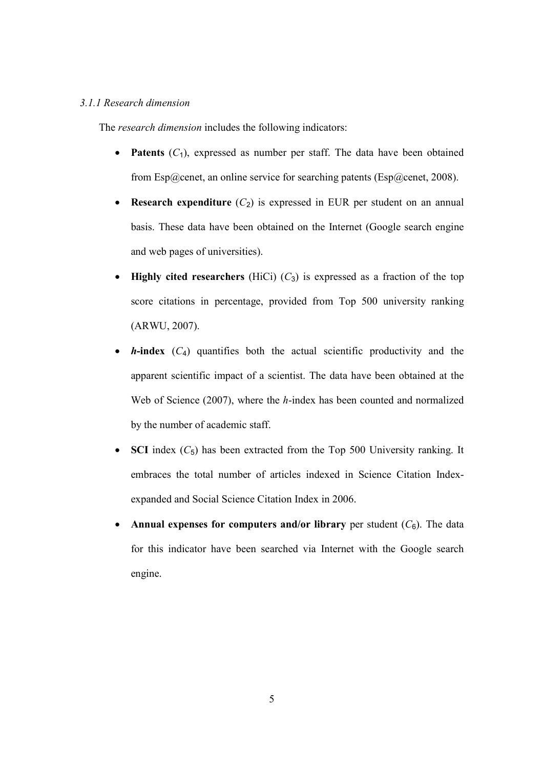### *3.1.1 Research dimension*

The *research dimension* includes the following indicators:

- **Patents** ($C_1$), expressed as number per staff. The data have been obtained from Esp@cenet, an online service for searching patents (Esp@cenet, 2008).
- **Research expenditure** ($C_2$) is expressed in EUR per student on an annual basis. These data have been obtained on the Internet (Google search engine and web pages of universities).
- **Highly cited researchers** (HiCi) ($C_3$) is expressed as a fraction of the top score citations in percentage, provided from Top 500 university ranking (ARWU, 2007).
- ***h*-index** ($C_4$) quantifies both the actual scientific productivity and the apparent scientific impact of a scientist. The data have been obtained at the Web of Science (2007), where the *h*-index has been counted and normalized by the number of academic staff.
- **SCI** index ($C_5$) has been extracted from the Top 500 University ranking. It embraces the total number of articles indexed in Science Citation Index-expanded and Social Science Citation Index in 2006.
- **Annual expenses for computers and/or library** per student ($C_6$). The data for this indicator have been searched via Internet with the Google search engine.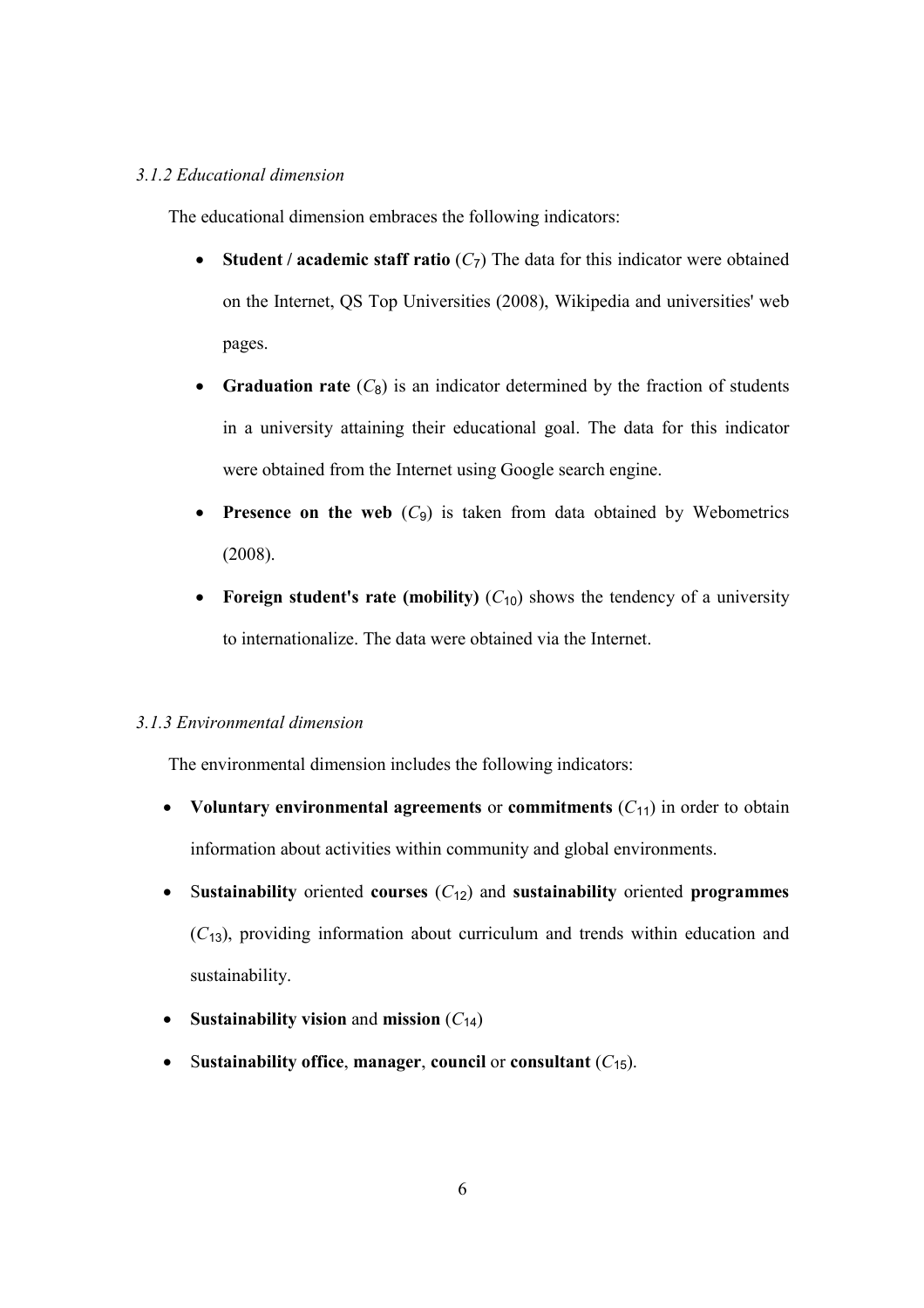### *3.1.2 Educational dimension*

The educational dimension embraces the following indicators:

- **Student / academic staff ratio** ($C_7$) The data for this indicator were obtained on the Internet, QS Top Universities (2008), Wikipedia and universities' web pages.
- **Graduation rate** ($C_8$) is an indicator determined by the fraction of students in a university attaining their educational goal. The data for this indicator were obtained from the Internet using Google search engine.
- **Presence on the web** ($C_9$) is taken from data obtained by Webometrics (2008).
- **Foreign student's rate (mobility)** ($C_{10}$) shows the tendency of a university to internationalize. The data were obtained via the Internet.

### *3.1.3 Environmental dimension*

The environmental dimension includes the following indicators:

- **Voluntary environmental agreements** or **commitments** ($C_{11}$) in order to obtain information about activities within community and global environments.
- S**ustainability** oriented **courses** ($C_{12}$) and **sustainability** oriented **programmes** ($C_{13}$), providing information about curriculum and trends within education and sustainability.
- **Sustainability vision** and **mission** ($C_{14}$)
- S**ustainability office**, **manager**, **council** or **consultant** ($C_{15}$).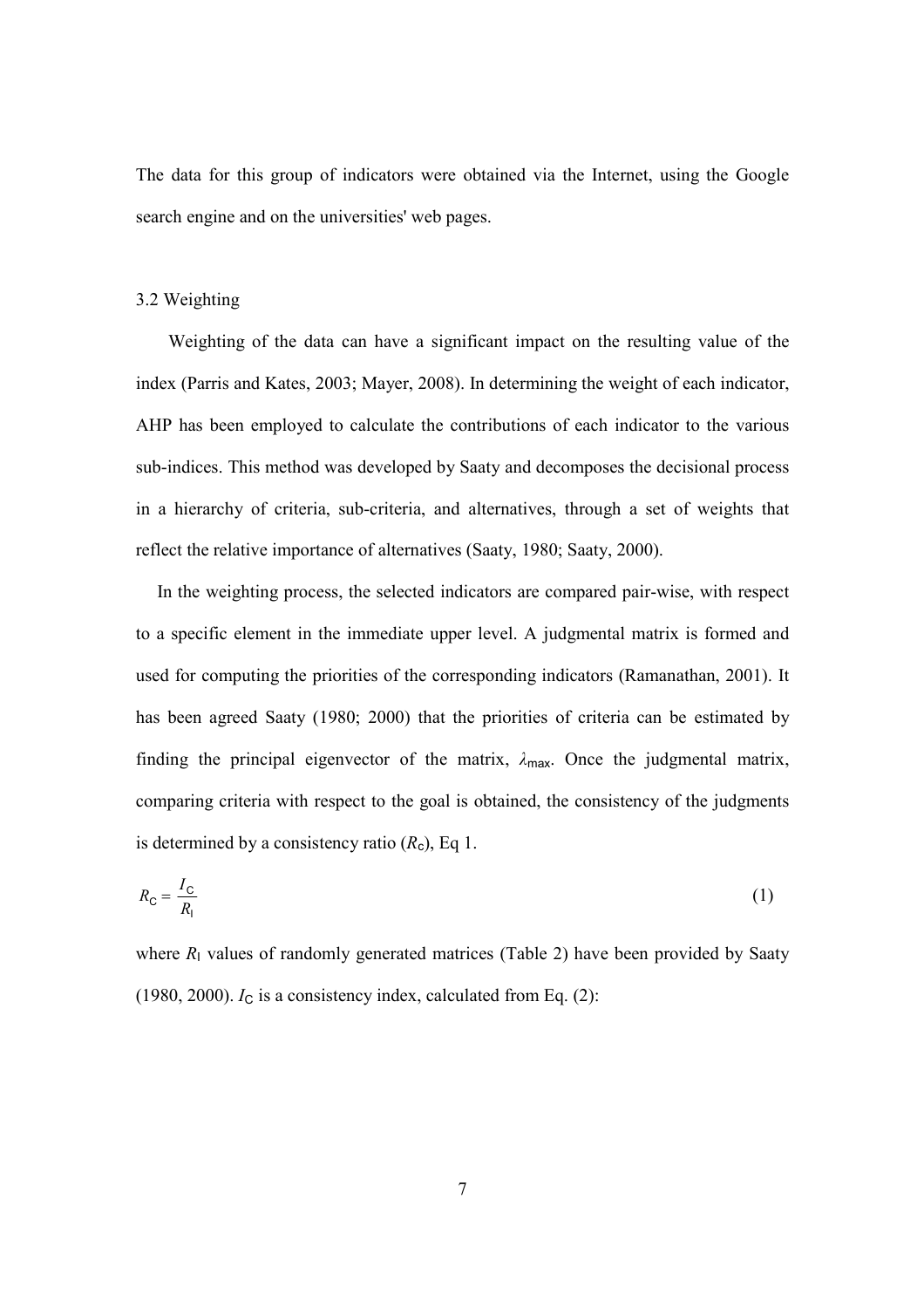The data for this group of indicators were obtained via the Internet, using the Google search engine and on the universities' web pages.

### 3.2 Weighting

Weighting of the data can have a significant impact on the resulting value of the index (Parris and Kates, 2003; Mayer, 2008). In determining the weight of each indicator, AHP has been employed to calculate the contributions of each indicator to the various sub-indices. This method was developed by Saaty and decomposes the decisional process in a hierarchy of criteria, sub-criteria, and alternatives, through a set of weights that reflect the relative importance of alternatives (Saaty, 1980; Saaty, 2000).

In the weighting process, the selected indicators are compared pair-wise, with respect to a specific element in the immediate upper level. A judgmental matrix is formed and used for computing the priorities of the corresponding indicators (Ramanathan, 2001). It has been agreed Saaty (1980; 2000) that the priorities of criteria can be estimated by finding the principal eigenvector of the matrix, $\lambda_{\text{max}}$. Once the judgmental matrix, comparing criteria with respect to the goal is obtained, the consistency of the judgments is determined by a consistency ratio ($R_{\text{c}}$), Eq 1.

$$R_{\text{C}} = \frac{I_{\text{C}}}{R_{\text{I}}} \tag{1}$$

where $R_{\text{I}}$ values of randomly generated matrices (Table 2) have been provided by Saaty (1980, 2000). $I_{\text{C}}$ is a consistency index, calculated from Eq. (2):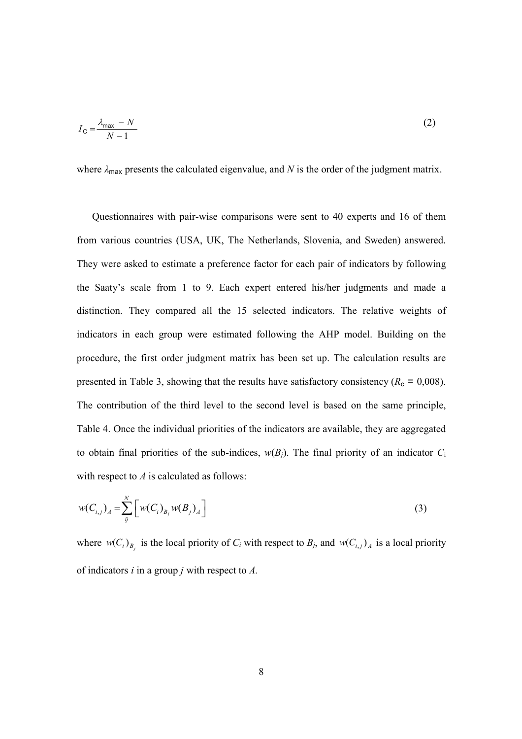$$I_{\mathrm{C}} = \frac{\lambda_{\max} - N}{N - 1} \tag{2}$$

where $\lambda_{\max}$ presents the calculated eigenvalue, and $N$ is the order of the judgment matrix.

Questionnaires with pair-wise comparisons were sent to 40 experts and 16 of them from various countries (USA, UK, The Netherlands, Slovenia, and Sweden) answered. They were asked to estimate a preference factor for each pair of indicators by following the Saaty's scale from 1 to 9. Each expert entered his/her judgments and made a distinction. They compared all the 15 selected indicators. The relative weights of indicators in each group were estimated following the AHP model. Building on the procedure, the first order judgment matrix has been set up. The calculation results are presented in Table 3, showing that the results have satisfactory consistency ($R_{\mathrm{c}}$ = 0,008). The contribution of the third level to the second level is based on the same principle, Table 4. Once the individual priorities of the indicators are available, they are aggregated to obtain final priorities of the sub-indices, $w(B_j)$. The final priority of an indicator $C_{\mathrm{i}}$ with respect to $A$ is calculated as follows:

$$w(C_{i,j})_A = \sum_{ij}^{N} \left[ w(C_i)_{B_j} \, w(B_j)_A \right] \tag{3}$$

where $w(C_i)_{B_j}$ is the local priority of $C_i$ with respect to $B_j$, and $w(C_{i,j})_A$ is a local priority of indicators $i$ in a group $j$ with respect to $A$.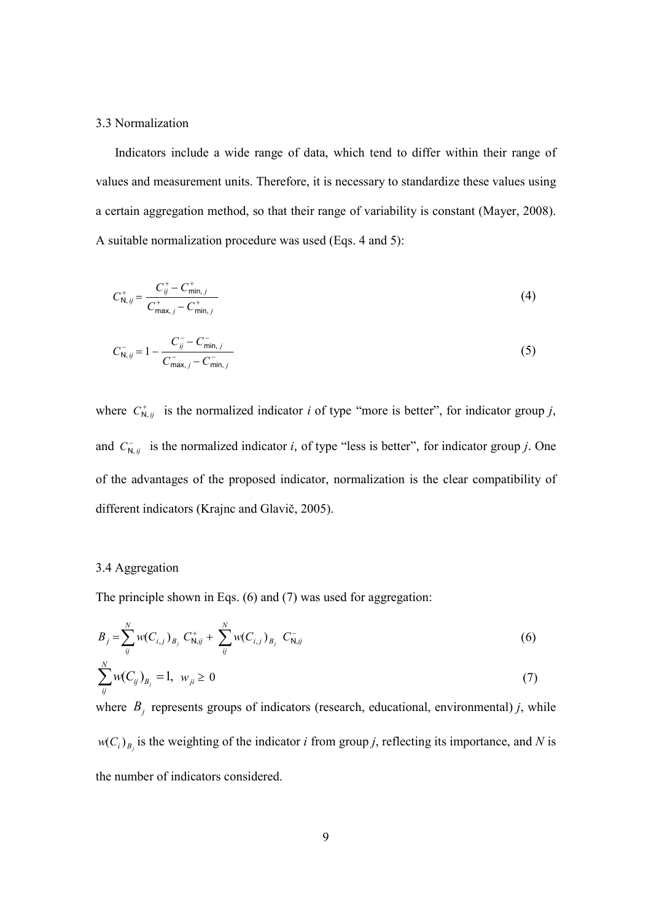### 3.3 Normalization

Indicators include a wide range of data, which tend to differ within their range of values and measurement units. Therefore, it is necessary to standardize these values using a certain aggregation method, so that their range of variability is constant (Mayer, 2008). A suitable normalization procedure was used (Eqs. 4 and 5):

$$C_{\mathrm{N},ij}^{+} = \frac{C_{ij}^{+} - C_{\min,j}^{+}}{C_{\max,j}^{+} - C_{\min,j}^{+}} \tag{4}$$

$$C_{\mathrm{N},ij}^{-} = 1 - \frac{C_{ij}^{-} - C_{\min,j}^{-}}{C_{\max,j}^{-} - C_{\min,j}^{-}} \tag{5}$$

where $C_{\mathrm{N},ij}^{+}$ is the normalized indicator *i* of type "more is better", for indicator group *j*, and $C_{\mathrm{N},ij}^{-}$ is the normalized indicator *i*, of type "less is better", for indicator group *j*. One of the advantages of the proposed indicator, normalization is the clear compatibility of different indicators (Krajnc and Glavič, 2005).

### 3.4 Aggregation

The principle shown in Eqs. (6) and (7) was used for aggregation:

$$B_j = \sum_{ij}^{N} w(C_{i,j})_{B_j}\, C_{\mathrm{N},ij}^{+} + \sum_{ij}^{N} w(C_{i,j})_{B_j}\, C_{\mathrm{N},ij}^{-} \tag{6}$$

$$\sum_{ij}^{N} w(C_{ij})_{B_j} = 1, \quad w_{ji} \geq 0 \tag{7}$$

where $B_j$ represents groups of indicators (research, educational, environmental) *j*, while $w(C_i)_{B_j}$ is the weighting of the indicator *i* from group *j*, reflecting its importance, and *N* is the number of indicators considered.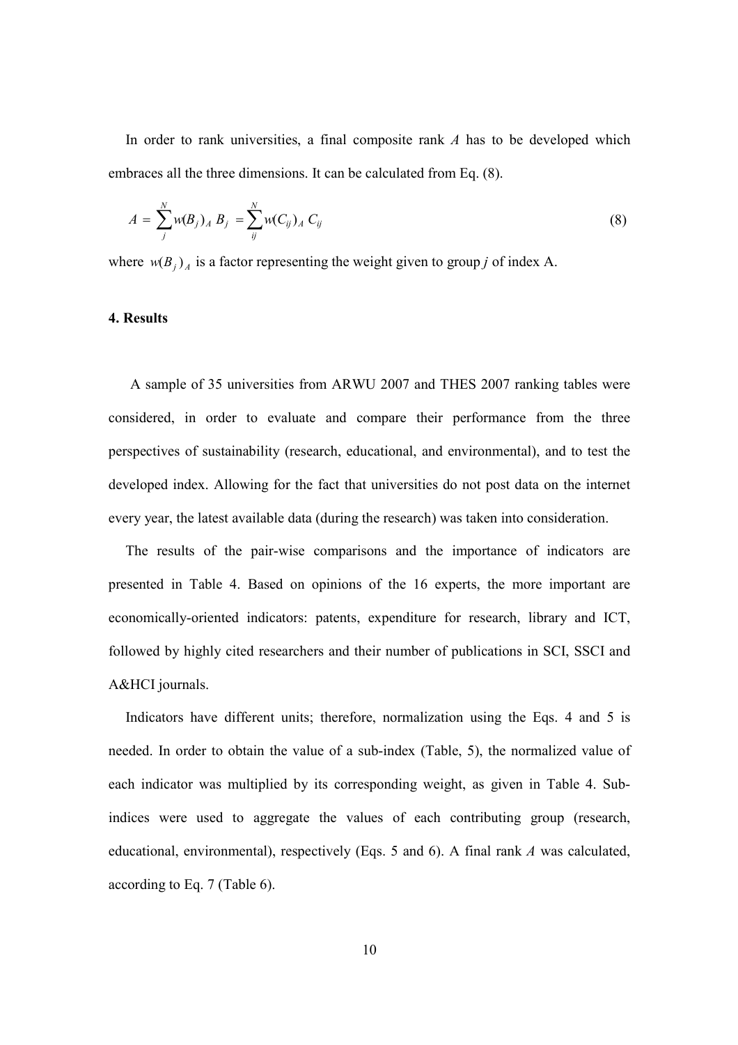In order to rank universities, a final composite rank $A$ has to be developed which embraces all the three dimensions. It can be calculated from Eq. (8).

$$A = \sum_{j}^{N} w(B_j)_A \, B_j = \sum_{ij}^{N} w(C_{ij})_A \, C_{ij} \tag{8}$$

where $w(B_j)_A$ is a factor representing the weight given to group $j$ of index A.

## 4. Results

A sample of 35 universities from ARWU 2007 and THES 2007 ranking tables were considered, in order to evaluate and compare their performance from the three perspectives of sustainability (research, educational, and environmental), and to test the developed index. Allowing for the fact that universities do not post data on the internet every year, the latest available data (during the research) was taken into consideration.

The results of the pair-wise comparisons and the importance of indicators are presented in Table 4. Based on opinions of the 16 experts, the more important are economically-oriented indicators: patents, expenditure for research, library and ICT, followed by highly cited researchers and their number of publications in SCI, SSCI and A&HCI journals.

Indicators have different units; therefore, normalization using the Eqs. 4 and 5 is needed. In order to obtain the value of a sub-index (Table, 5), the normalized value of each indicator was multiplied by its corresponding weight, as given in Table 4. Sub-indices were used to aggregate the values of each contributing group (research, educational, environmental), respectively (Eqs. 5 and 6). A final rank $A$ was calculated, according to Eq. 7 (Table 6).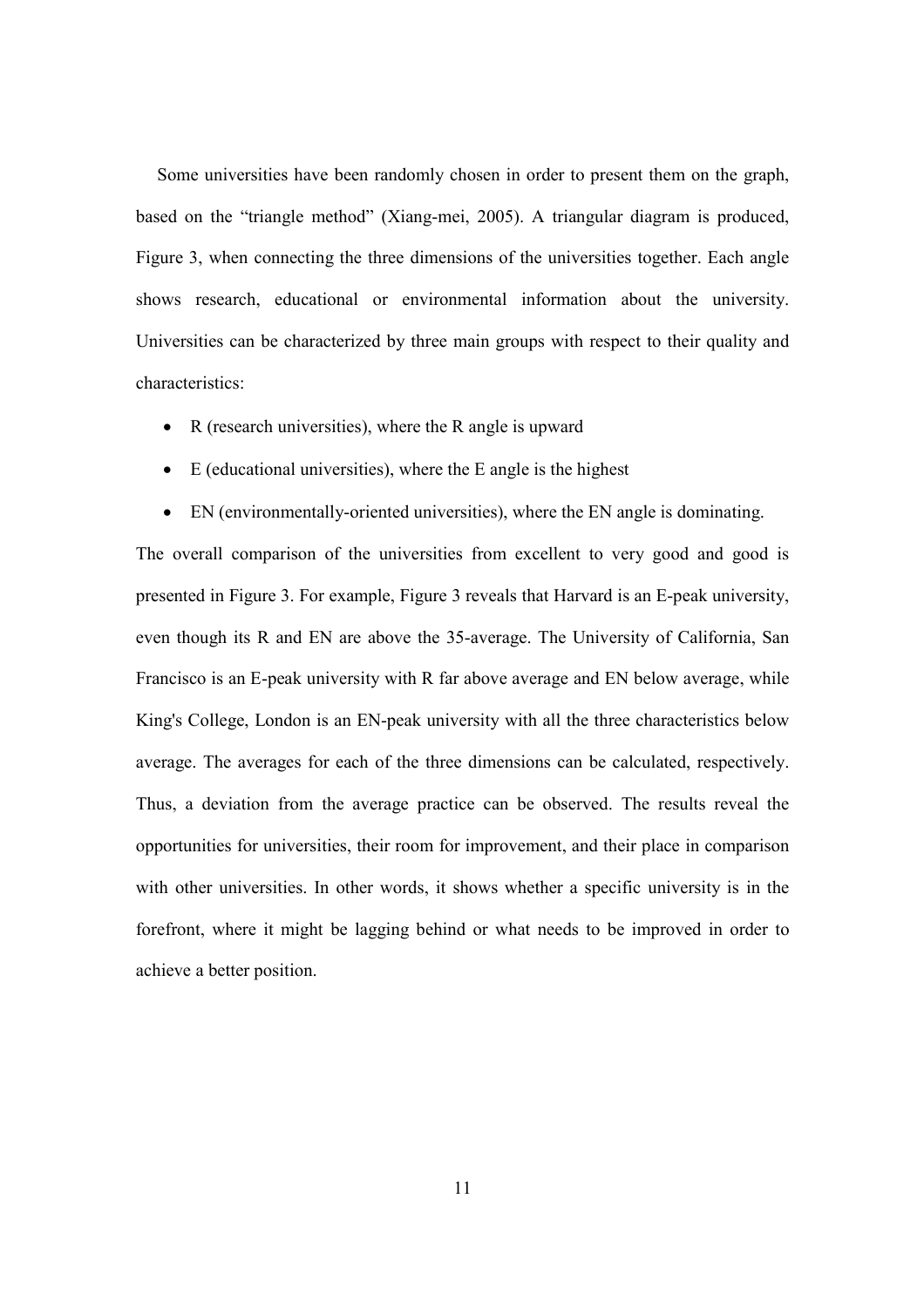Some universities have been randomly chosen in order to present them on the graph, based on the "triangle method" (Xiang-mei, 2005). A triangular diagram is produced, Figure 3, when connecting the three dimensions of the universities together. Each angle shows research, educational or environmental information about the university. Universities can be characterized by three main groups with respect to their quality and characteristics:

- R (research universities), where the R angle is upward
- E (educational universities), where the E angle is the highest
- EN (environmentally-oriented universities), where the EN angle is dominating.

The overall comparison of the universities from excellent to very good and good is presented in Figure 3. For example, Figure 3 reveals that Harvard is an E-peak university, even though its R and EN are above the 35-average. The University of California, San Francisco is an E-peak university with R far above average and EN below average, while King's College, London is an EN-peak university with all the three characteristics below average. The averages for each of the three dimensions can be calculated, respectively. Thus, a deviation from the average practice can be observed. The results reveal the opportunities for universities, their room for improvement, and their place in comparison with other universities. In other words, it shows whether a specific university is in the forefront, where it might be lagging behind or what needs to be improved in order to achieve a better position.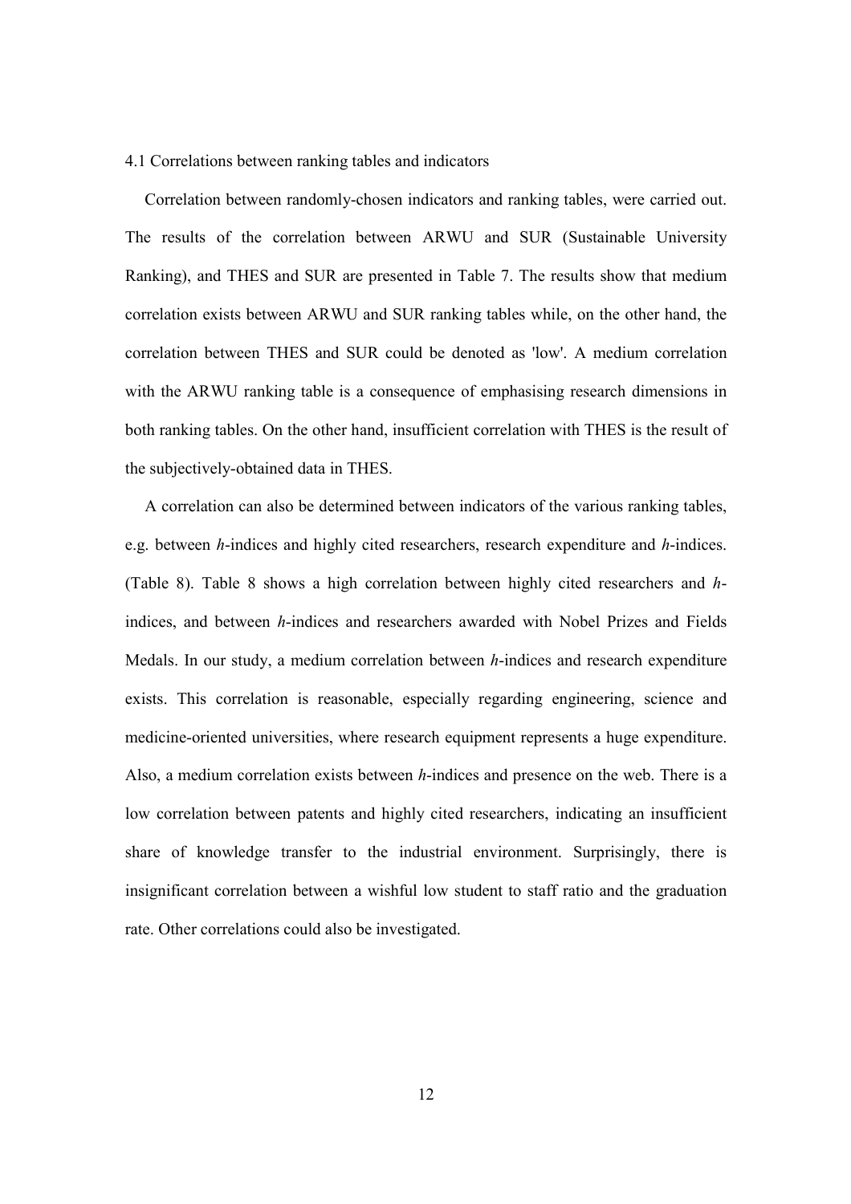### 4.1 Correlations between ranking tables and indicators

Correlation between randomly-chosen indicators and ranking tables, were carried out. The results of the correlation between ARWU and SUR (Sustainable University Ranking), and THES and SUR are presented in Table 7. The results show that medium correlation exists between ARWU and SUR ranking tables while, on the other hand, the correlation between THES and SUR could be denoted as 'low'. A medium correlation with the ARWU ranking table is a consequence of emphasising research dimensions in both ranking tables. On the other hand, insufficient correlation with THES is the result of the subjectively-obtained data in THES.

A correlation can also be determined between indicators of the various ranking tables, e.g. between *h*-indices and highly cited researchers, research expenditure and *h*-indices. (Table 8). Table 8 shows a high correlation between highly cited researchers and *h*-indices, and between *h*-indices and researchers awarded with Nobel Prizes and Fields Medals. In our study, a medium correlation between *h*-indices and research expenditure exists. This correlation is reasonable, especially regarding engineering, science and medicine-oriented universities, where research equipment represents a huge expenditure. Also, a medium correlation exists between *h*-indices and presence on the web. There is a low correlation between patents and highly cited researchers, indicating an insufficient share of knowledge transfer to the industrial environment. Surprisingly, there is insignificant correlation between a wishful low student to staff ratio and the graduation rate. Other correlations could also be investigated.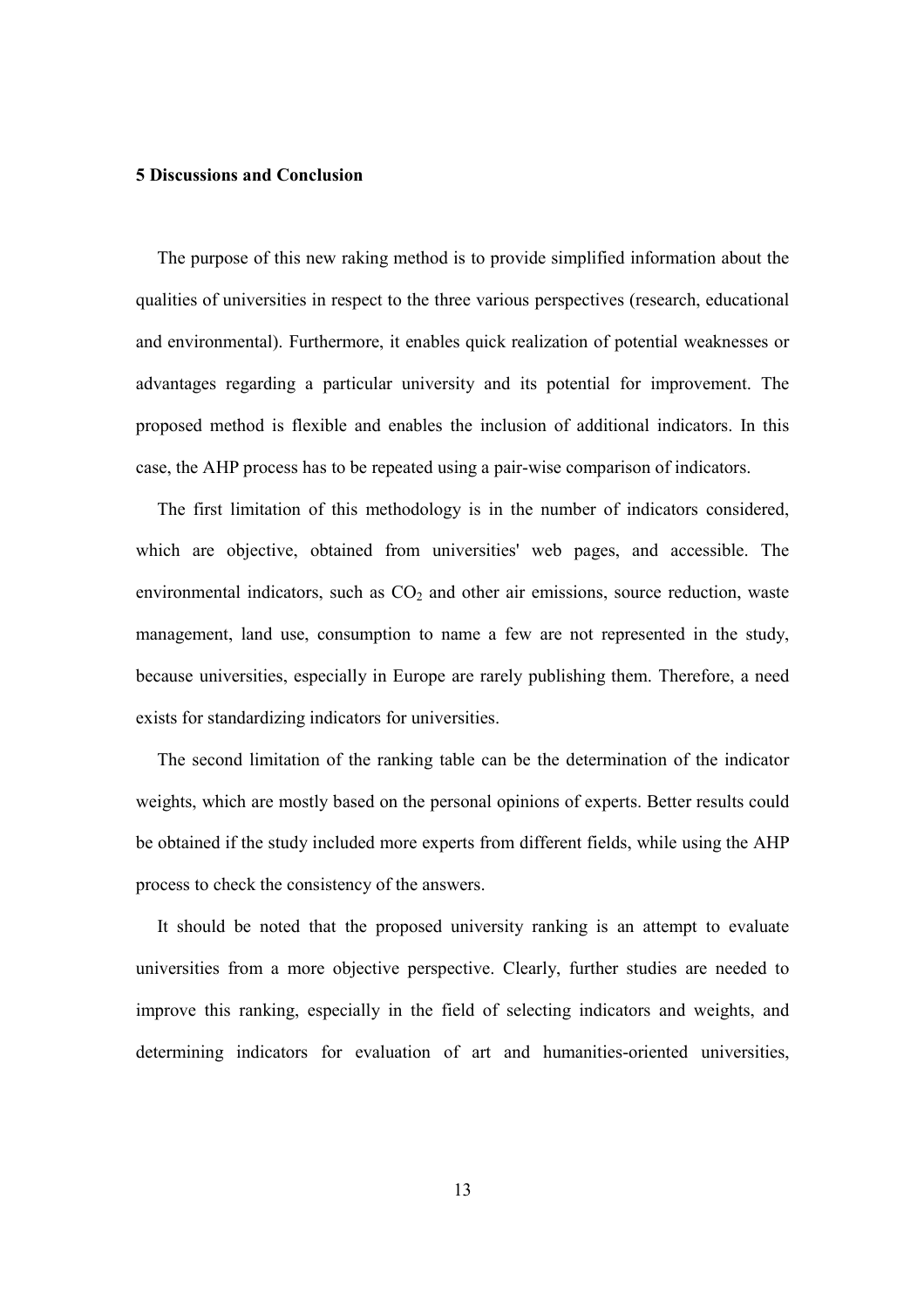## 5 Discussions and Conclusion

The purpose of this new raking method is to provide simplified information about the qualities of universities in respect to the three various perspectives (research, educational and environmental). Furthermore, it enables quick realization of potential weaknesses or advantages regarding a particular university and its potential for improvement. The proposed method is flexible and enables the inclusion of additional indicators. In this case, the AHP process has to be repeated using a pair-wise comparison of indicators.

The first limitation of this methodology is in the number of indicators considered, which are objective, obtained from universities' web pages, and accessible. The environmental indicators, such as $CO_2$ and other air emissions, source reduction, waste management, land use, consumption to name a few are not represented in the study, because universities, especially in Europe are rarely publishing them. Therefore, a need exists for standardizing indicators for universities.

The second limitation of the ranking table can be the determination of the indicator weights, which are mostly based on the personal opinions of experts. Better results could be obtained if the study included more experts from different fields, while using the AHP process to check the consistency of the answers.

It should be noted that the proposed university ranking is an attempt to evaluate universities from a more objective perspective. Clearly, further studies are needed to improve this ranking, especially in the field of selecting indicators and weights, and determining indicators for evaluation of art and humanities-oriented universities,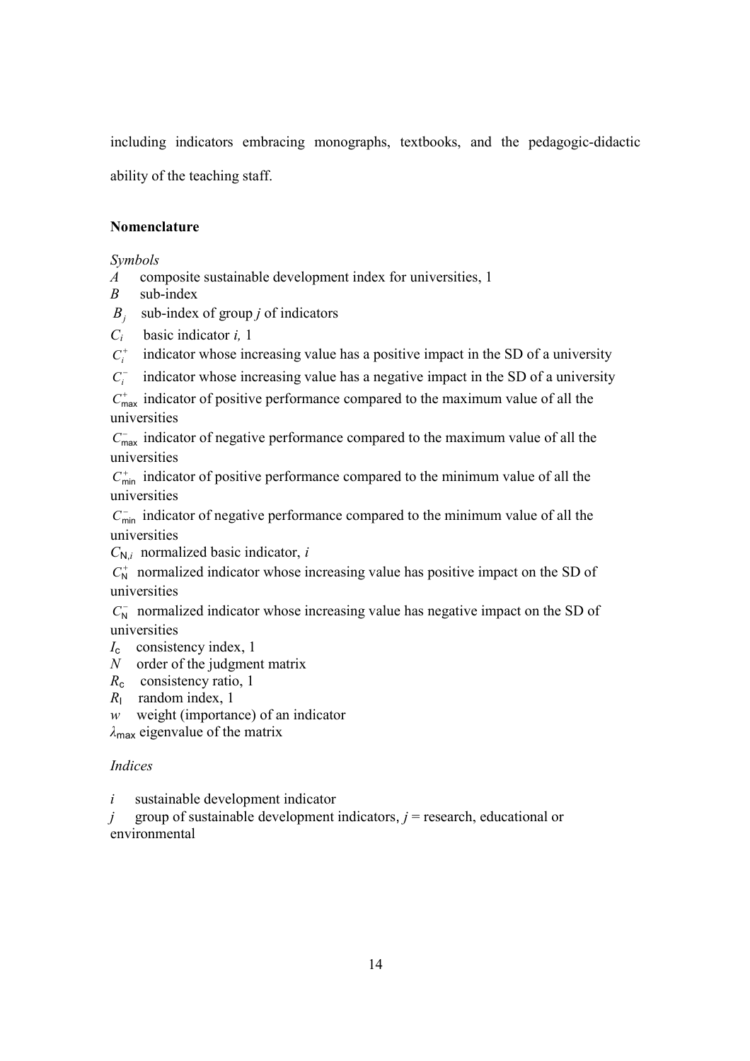including indicators embracing monographs, textbooks, and the pedagogic-didactic ability of the teaching staff.

**Nomenclature**

*Symbols*

$A$ composite sustainable development index for universities, 1
$B$ sub-index
$B_j$ sub-index of group $j$ of indicators
$C_i$ basic indicator $i$, 1
$C_i^+$ indicator whose increasing value has a positive impact in the SD of a university
$C_i^-$ indicator whose increasing value has a negative impact in the SD of a university
$C_{\max}^+$ indicator of positive performance compared to the maximum value of all the universities
$C_{\max}^-$ indicator of negative performance compared to the maximum value of all the universities
$C_{\min}^+$ indicator of positive performance compared to the minimum value of all the universities
$C_{\min}^-$ indicator of negative performance compared to the minimum value of all the universities
$C_{\mathrm{N},i}$ normalized basic indicator, $i$
$C_{\mathrm{N}}^+$ normalized indicator whose increasing value has positive impact on the SD of universities
$C_{\mathrm{N}}^-$ normalized indicator whose increasing value has negative impact on the SD of universities
$I_{\mathrm{c}}$ consistency index, 1
$N$ order of the judgment matrix
$R_{\mathrm{c}}$ consistency ratio, 1
$R_{\mathrm{I}}$ random index, 1
$w$ weight (importance) of an indicator
$\lambda_{\max}$ eigenvalue of the matrix

*Indices*

$i$ sustainable development indicator
$j$ group of sustainable development indicators, $j$ = research, educational or environmental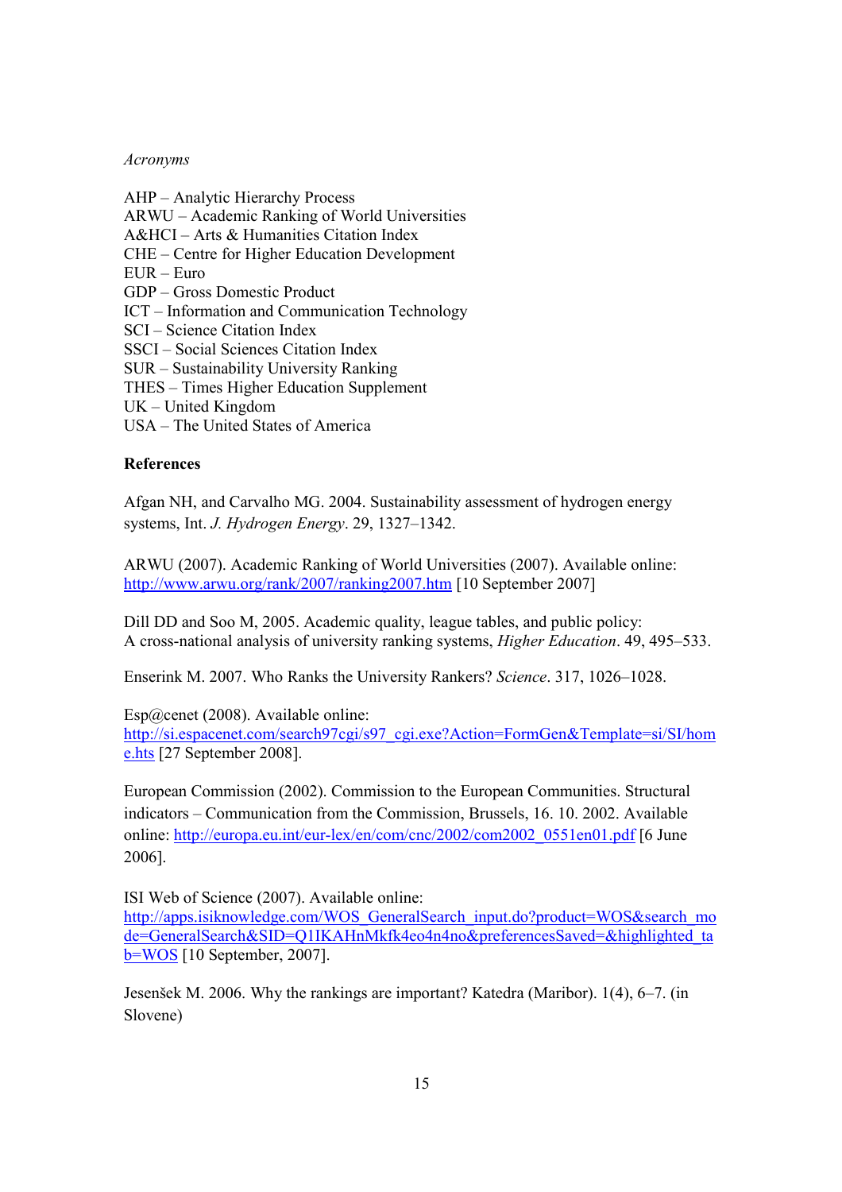*Acronyms*

AHP – Analytic Hierarchy Process
ARWU – Academic Ranking of World Universities
A&HCI – Arts & Humanities Citation Index
CHE – Centre for Higher Education Development
EUR – Euro
GDP – Gross Domestic Product
ICT – Information and Communication Technology
SCI – Science Citation Index
SSCI – Social Sciences Citation Index
SUR – Sustainability University Ranking
THES – Times Higher Education Supplement
UK – United Kingdom
USA – The United States of America

**References**

Afgan NH, and Carvalho MG. 2004. Sustainability assessment of hydrogen energy systems, Int. *J. Hydrogen Energy*. 29, 1327–1342.

ARWU (2007). Academic Ranking of World Universities (2007). Available online: http://www.arwu.org/rank/2007/ranking2007.htm [10 September 2007]

Dill DD and Soo M, 2005. Academic quality, league tables, and public policy: A cross-national analysis of university ranking systems, *Higher Education*. 49, 495–533.

Enserink M. 2007. Who Ranks the University Rankers? *Science*. 317, 1026–1028.

Esp@cenet (2008). Available online: http://si.espacenet.com/search97cgi/s97_cgi.exe?Action=FormGen&Template=si/SI/home.hts [27 September 2008].

European Commission (2002). Commission to the European Communities. Structural indicators – Communication from the Commission, Brussels, 16. 10. 2002. Available online: http://europa.eu.int/eur-lex/en/com/cnc/2002/com2002_0551en01.pdf [6 June 2006].

ISI Web of Science (2007). Available online: http://apps.isiknowledge.com/WOS_GeneralSearch_input.do?product=WOS&search_mode=GeneralSearch&SID=Q1IKAHnMkfk4eo4n4no&preferencesSaved=&highlighted_tab=WOS [10 September, 2007].

Jesenšek M. 2006. Why the rankings are important? Katedra (Maribor). 1(4), 6–7. (in Slovene)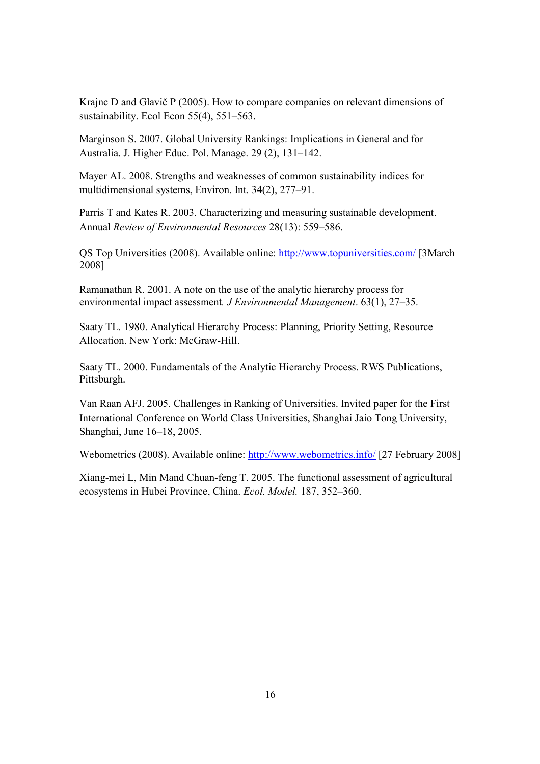Krajnc D and Glavič P (2005). How to compare companies on relevant dimensions of sustainability. Ecol Econ 55(4), 551–563.

Marginson S. 2007. Global University Rankings: Implications in General and for Australia. J. Higher Educ. Pol. Manage. 29 (2), 131–142.

Mayer AL. 2008. Strengths and weaknesses of common sustainability indices for multidimensional systems, Environ. Int. 34(2), 277–91.

Parris T and Kates R. 2003. Characterizing and measuring sustainable development. Annual *Review of Environmental Resources* 28(13): 559–586.

QS Top Universities (2008). Available online: http://www.topuniversities.com/ [3March 2008]

Ramanathan R. 2001. A note on the use of the analytic hierarchy process for environmental impact assessment. *J Environmental Management*. 63(1), 27–35.

Saaty TL. 1980. Analytical Hierarchy Process: Planning, Priority Setting, Resource Allocation. New York: McGraw-Hill.

Saaty TL. 2000. Fundamentals of the Analytic Hierarchy Process. RWS Publications, Pittsburgh.

Van Raan AFJ. 2005. Challenges in Ranking of Universities. Invited paper for the First International Conference on World Class Universities, Shanghai Jaio Tong University, Shanghai, June 16–18, 2005.

Webometrics (2008). Available online: http://www.webometrics.info/ [27 February 2008]

Xiang-mei L, Min Mand Chuan-feng T. 2005. The functional assessment of agricultural ecosystems in Hubei Province, China. *Ecol. Model.* 187, 352–360.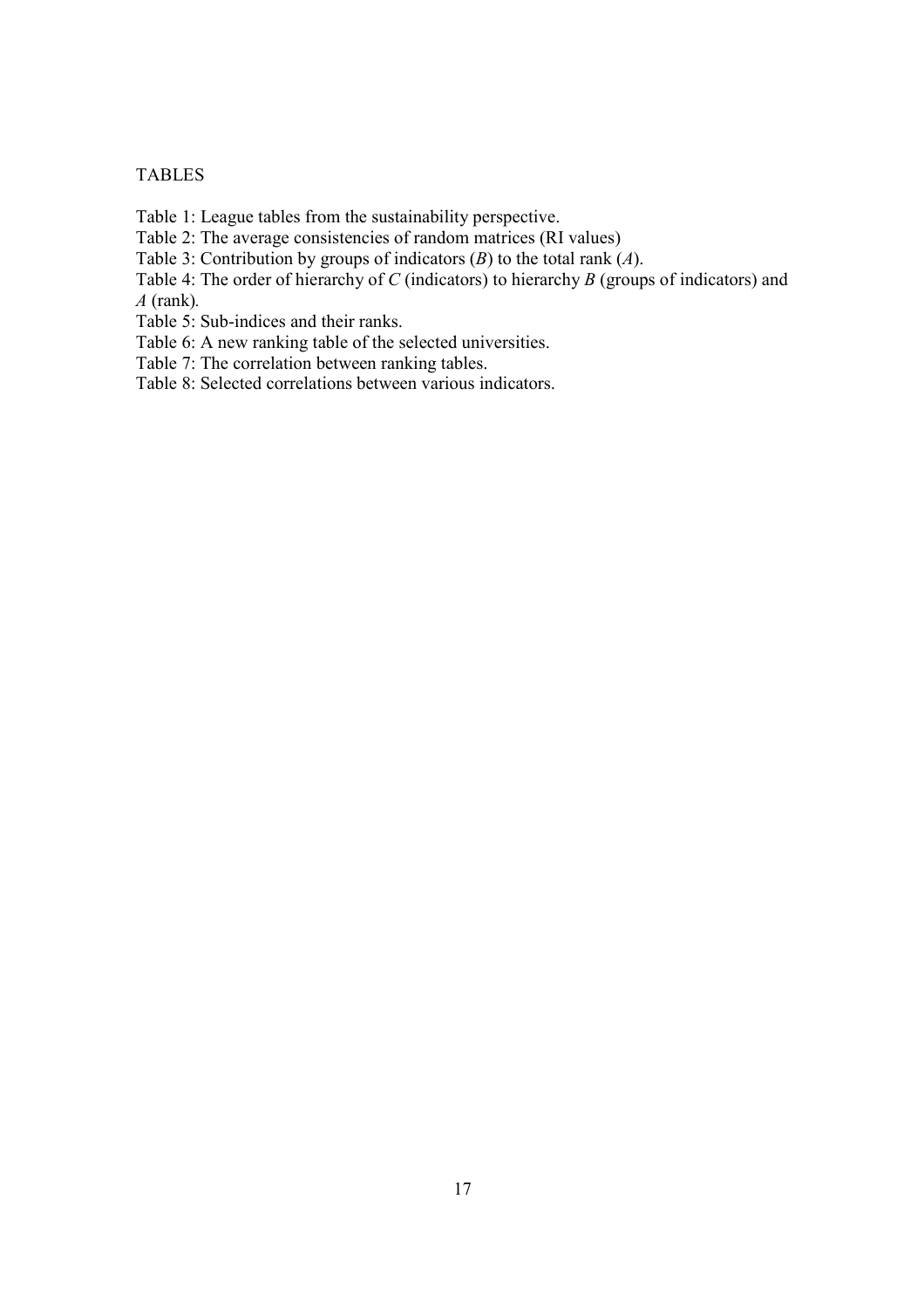TABLES

Table 1: League tables from the sustainability perspective.

Table 2: The average consistencies of random matrices (RI values)

Table 3: Contribution by groups of indicators (*B*) to the total rank (*A*).

Table 4: The order of hierarchy of *C* (indicators) to hierarchy *B* (groups of indicators) and *A* (rank).

Table 5: Sub-indices and their ranks.

Table 6: A new ranking table of the selected universities.

Table 7: The correlation between ranking tables.

Table 8: Selected correlations between various indicators.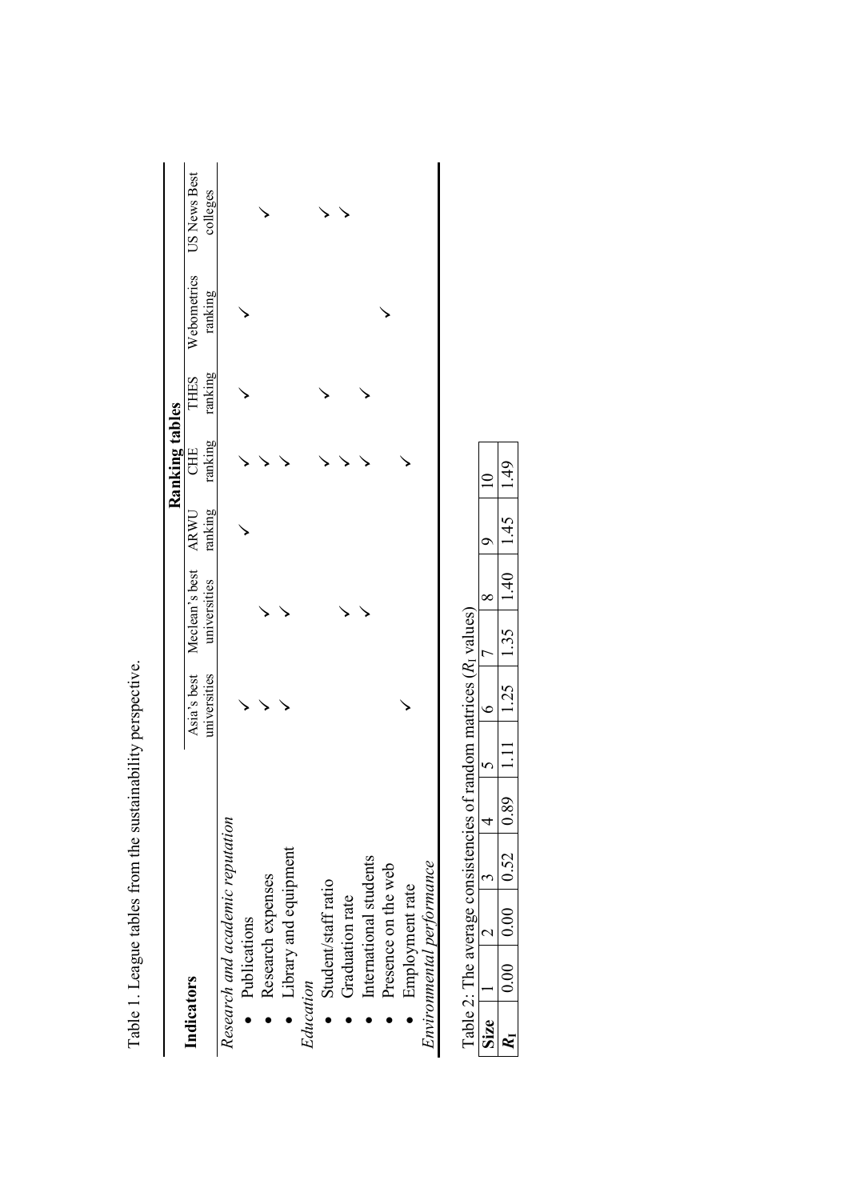Table 1. League tables from the sustainability perspective.

| Indicators | Ranking tables | | | | | | |
|---|---|---|---|---|---|---|---|
| | Asia's best universities | Meclean's best universities | ARWU ranking | CHE ranking | THES ranking | Webometrics ranking | US News Best colleges |
| *Research and academic reputation* | | | | | | | |
| • Publications | ✓ | | ✓ | ✓ | ✓ | ✓ | |
| • Research expenses | ✓ | ✓ | | ✓ | | | ✓ |
| • Library and equipment | ✓ | ✓ | | ✓ | | | |
| *Education* | | | | | | | |
| • Student/staff ratio | | | | ✓ | ✓ | | ✓ |
| • Graduation rate | | ✓ | | ✓ | | | ✓ |
| • International students | | ✓ | | ✓ | ✓ | | |
| • Presence on the web | ✓ | | | | | ✓ | |
| • Employment rate | | | | ✓ | | | |
| *Environmental performance* | | | | | | | |

Table 2: The average consistencies of random matrices ($R_I$ values)

| **Size** | 1 | 2 | 3 | 4 | 5 | 6 | 7 | 8 | 9 | 10 |
|---|---|---|---|---|---|---|---|---|---|---|
| $R_I$ | 0.00 | 0.00 | 0.52 | 0.89 | 1.11 | 1.25 | 1.35 | 1.40 | 1.45 | 1.49 |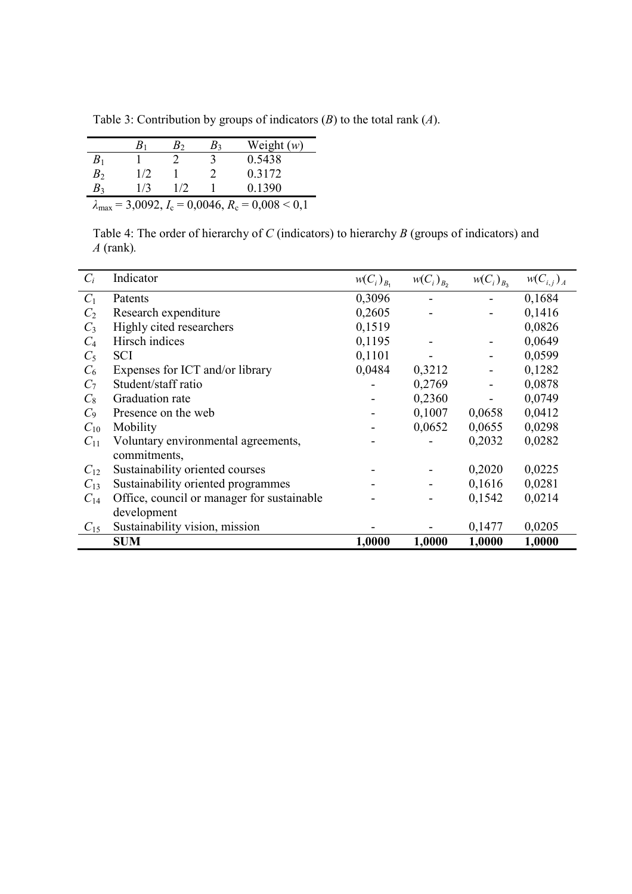Table 3: Contribution by groups of indicators ($B$) to the total rank ($A$).

| | $B_1$ | $B_2$ | $B_3$ | Weight ($w$) |
|---|---|---|---|---|
| $B_1$ | 1 | 2 | 3 | 0.5438 |
| $B_2$ | 1/2 | 1 | 2 | 0.3172 |
| $B_3$ | 1/3 | 1/2 | 1 | 0.1390 |
| $\lambda_{\max}$ = 3,0092, $I_c$ = 0,0046, $R_c$ = 0,008 < 0,1 | | | | |

Table 4: The order of hierarchy of $C$ (indicators) to hierarchy $B$ (groups of indicators) and $A$ (rank).

| $C_i$ | Indicator | $w(C_i)_{B_1}$ | $w(C_i)_{B_2}$ | $w(C_i)_{B_3}$ | $w(C_{i,j})_A$ |
|---|---|---|---|---|---|
| $C_1$ | Patents | 0,3096 | - | - | 0,1684 |
| $C_2$ | Research expenditure | 0,2605 | - | - | 0,1416 |
| $C_3$ | Highly cited researchers | 0,1519 | | | 0,0826 |
| $C_4$ | Hirsch indices | 0,1195 | - | - | 0,0649 |
| $C_5$ | SCI | 0,1101 | - | - | 0,0599 |
| $C_6$ | Expenses for ICT and/or library | 0,0484 | 0,3212 | - | 0,1282 |
| $C_7$ | Student/staff ratio | - | 0,2769 | - | 0,0878 |
| $C_8$ | Graduation rate | - | 0,2360 | - | 0,0749 |
| $C_9$ | Presence on the web | - | 0,1007 | 0,0658 | 0,0412 |
| $C_{10}$ | Mobility | - | 0,0652 | 0,0655 | 0,0298 |
| $C_{11}$ | Voluntary environmental agreements, commitments, | - | - | 0,2032 | 0,0282 |
| $C_{12}$ | Sustainability oriented courses | - | - | 0,2020 | 0,0225 |
| $C_{13}$ | Sustainability oriented programmes | - | - | 0,1616 | 0,0281 |
| $C_{14}$ | Office, council or manager for sustainable development | - | - | 0,1542 | 0,0214 |
| $C_{15}$ | Sustainability vision, mission | - | - | 0,1477 | 0,0205 |
| | **SUM** | **1,0000** | **1,0000** | **1,0000** | **1,0000** |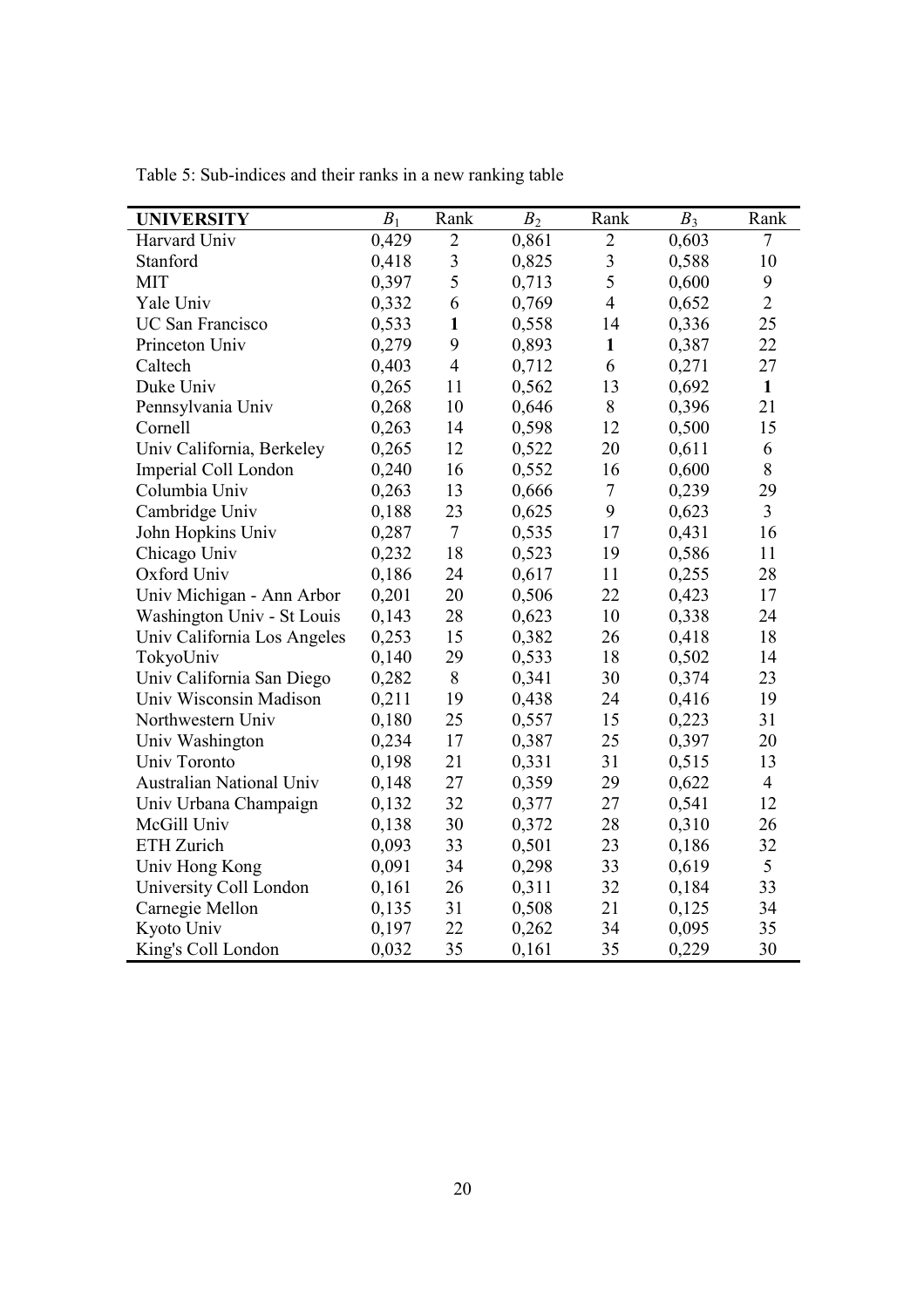Table 5: Sub-indices and their ranks in a new ranking table

| **UNIVERSITY** | $B_1$ | Rank | $B_2$ | Rank | $B_3$ | Rank |
|---|---|---|---|---|---|---|
| Harvard Univ | 0,429 | 2 | 0,861 | 2 | 0,603 | 7 |
| Stanford | 0,418 | 3 | 0,825 | 3 | 0,588 | 10 |
| MIT | 0,397 | 5 | 0,713 | 5 | 0,600 | 9 |
| Yale Univ | 0,332 | 6 | 0,769 | 4 | 0,652 | 2 |
| UC San Francisco | 0,533 | **1** | 0,558 | 14 | 0,336 | 25 |
| Princeton Univ | 0,279 | 9 | 0,893 | **1** | 0,387 | 22 |
| Caltech | 0,403 | 4 | 0,712 | 6 | 0,271 | 27 |
| Duke Univ | 0,265 | 11 | 0,562 | 13 | 0,692 | **1** |
| Pennsylvania Univ | 0,268 | 10 | 0,646 | 8 | 0,396 | 21 |
| Cornell | 0,263 | 14 | 0,598 | 12 | 0,500 | 15 |
| Univ California, Berkeley | 0,265 | 12 | 0,522 | 20 | 0,611 | 6 |
| Imperial Coll London | 0,240 | 16 | 0,552 | 16 | 0,600 | 8 |
| Columbia Univ | 0,263 | 13 | 0,666 | 7 | 0,239 | 29 |
| Cambridge Univ | 0,188 | 23 | 0,625 | 9 | 0,623 | 3 |
| John Hopkins Univ | 0,287 | 7 | 0,535 | 17 | 0,431 | 16 |
| Chicago Univ | 0,232 | 18 | 0,523 | 19 | 0,586 | 11 |
| Oxford Univ | 0,186 | 24 | 0,617 | 11 | 0,255 | 28 |
| Univ Michigan - Ann Arbor | 0,201 | 20 | 0,506 | 22 | 0,423 | 17 |
| Washington Univ - St Louis | 0,143 | 28 | 0,623 | 10 | 0,338 | 24 |
| Univ California Los Angeles | 0,253 | 15 | 0,382 | 26 | 0,418 | 18 |
| TokyoUniv | 0,140 | 29 | 0,533 | 18 | 0,502 | 14 |
| Univ California San Diego | 0,282 | 8 | 0,341 | 30 | 0,374 | 23 |
| Univ Wisconsin Madison | 0,211 | 19 | 0,438 | 24 | 0,416 | 19 |
| Northwestern Univ | 0,180 | 25 | 0,557 | 15 | 0,223 | 31 |
| Univ Washington | 0,234 | 17 | 0,387 | 25 | 0,397 | 20 |
| Univ Toronto | 0,198 | 21 | 0,331 | 31 | 0,515 | 13 |
| Australian National Univ | 0,148 | 27 | 0,359 | 29 | 0,622 | 4 |
| Univ Urbana Champaign | 0,132 | 32 | 0,377 | 27 | 0,541 | 12 |
| McGill Univ | 0,138 | 30 | 0,372 | 28 | 0,310 | 26 |
| ETH Zurich | 0,093 | 33 | 0,501 | 23 | 0,186 | 32 |
| Univ Hong Kong | 0,091 | 34 | 0,298 | 33 | 0,619 | 5 |
| University Coll London | 0,161 | 26 | 0,311 | 32 | 0,184 | 33 |
| Carnegie Mellon | 0,135 | 31 | 0,508 | 21 | 0,125 | 34 |
| Kyoto Univ | 0,197 | 22 | 0,262 | 34 | 0,095 | 35 |
| King's Coll London | 0,032 | 35 | 0,161 | 35 | 0,229 | 30 |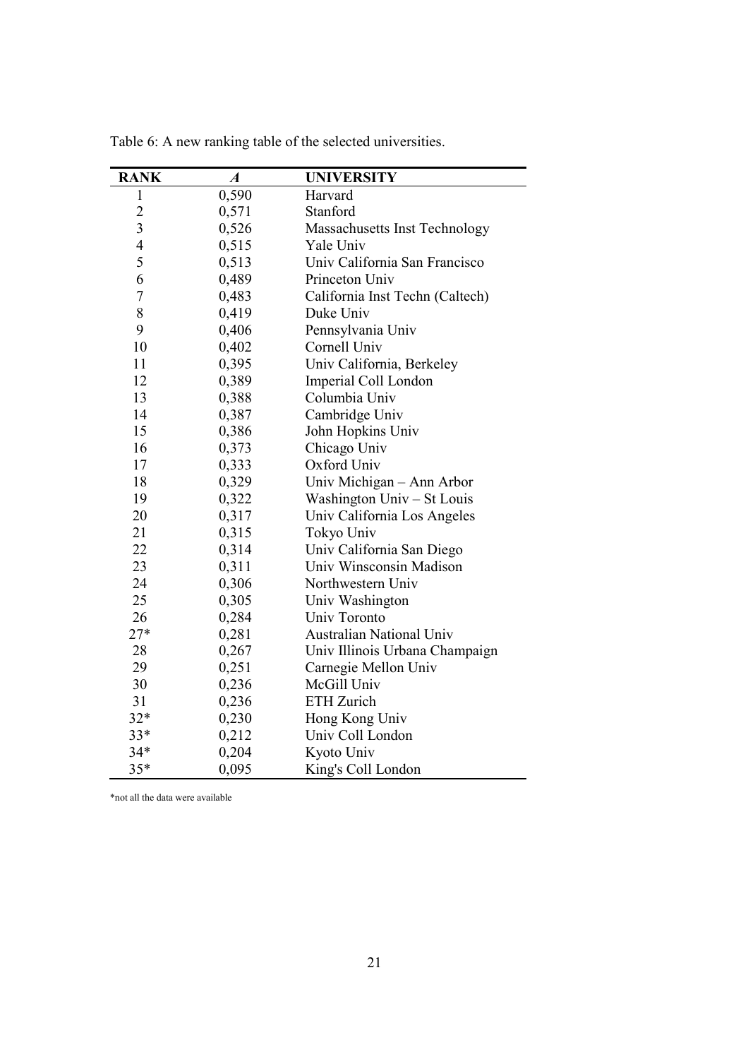Table 6: A new ranking table of the selected universities.

| RANK | *A* | UNIVERSITY |
|---|---|---|
| 1 | 0,590 | Harvard |
| 2 | 0,571 | Stanford |
| 3 | 0,526 | Massachusetts Inst Technology |
| 4 | 0,515 | Yale Univ |
| 5 | 0,513 | Univ California San Francisco |
| 6 | 0,489 | Princeton Univ |
| 7 | 0,483 | California Inst Techn (Caltech) |
| 8 | 0,419 | Duke Univ |
| 9 | 0,406 | Pennsylvania Univ |
| 10 | 0,402 | Cornell Univ |
| 11 | 0,395 | Univ California, Berkeley |
| 12 | 0,389 | Imperial Coll London |
| 13 | 0,388 | Columbia Univ |
| 14 | 0,387 | Cambridge Univ |
| 15 | 0,386 | John Hopkins Univ |
| 16 | 0,373 | Chicago Univ |
| 17 | 0,333 | Oxford Univ |
| 18 | 0,329 | Univ Michigan – Ann Arbor |
| 19 | 0,322 | Washington Univ – St Louis |
| 20 | 0,317 | Univ California Los Angeles |
| 21 | 0,315 | Tokyo Univ |
| 22 | 0,314 | Univ California San Diego |
| 23 | 0,311 | Univ Winsconsin Madison |
| 24 | 0,306 | Northwestern Univ |
| 25 | 0,305 | Univ Washington |
| 26 | 0,284 | Univ Toronto |
| 27* | 0,281 | Australian National Univ |
| 28 | 0,267 | Univ Illinois Urbana Champaign |
| 29 | 0,251 | Carnegie Mellon Univ |
| 30 | 0,236 | McGill Univ |
| 31 | 0,236 | ETH Zurich |
| 32* | 0,230 | Hong Kong Univ |
| 33* | 0,212 | Univ Coll London |
| 34* | 0,204 | Kyoto Univ |
| 35* | 0,095 | King's Coll London |

*not all the data were available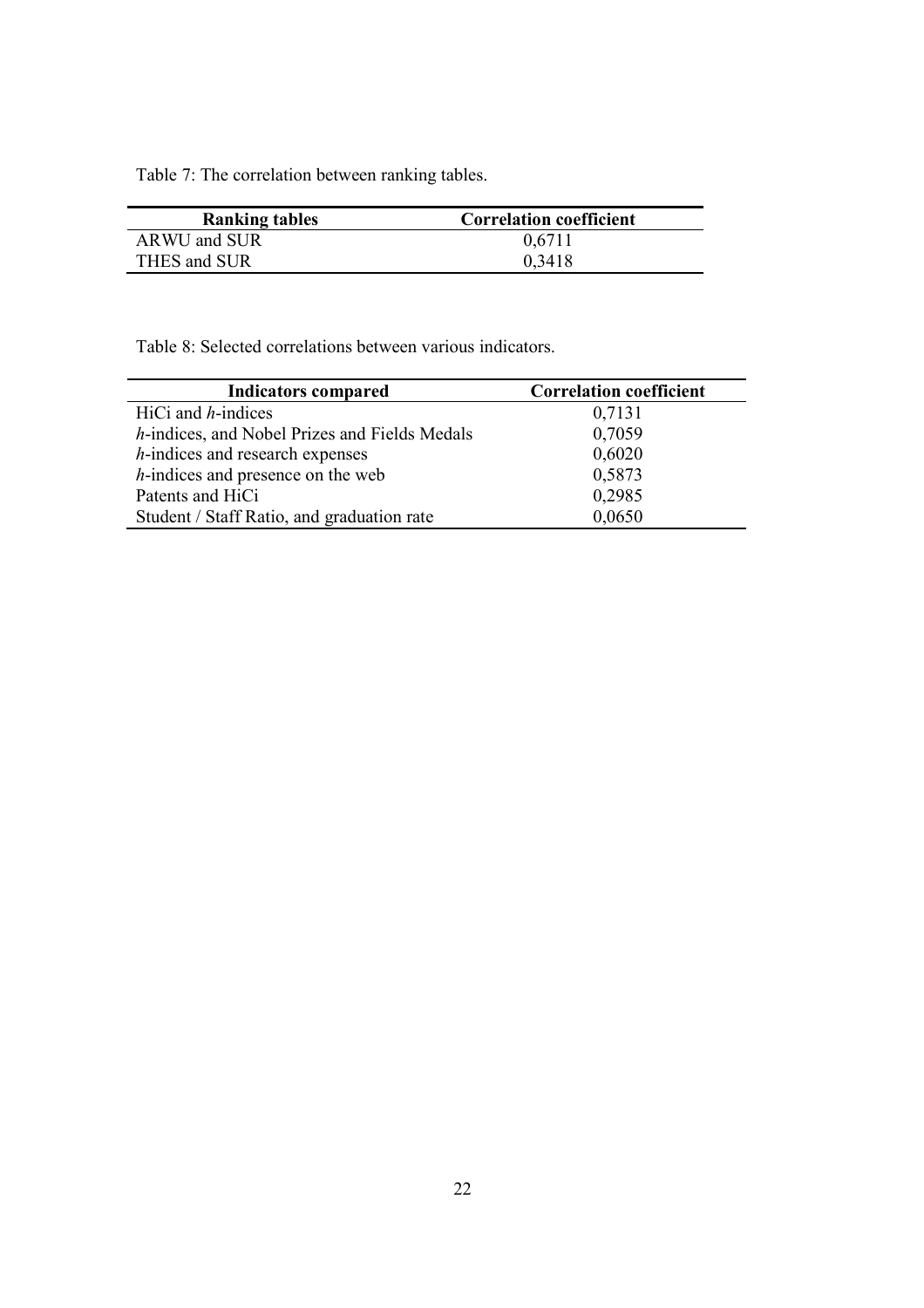Table 7: The correlation between ranking tables.

| Ranking tables | Correlation coefficient |
|---|---|
| ARWU and SUR | 0,6711 |
| THES and SUR | 0,3418 |

Table 8: Selected correlations between various indicators.

| Indicators compared | Correlation coefficient |
|---|---|
| HiCi and *h*-indices | 0,7131 |
| *h*-indices, and Nobel Prizes and Fields Medals | 0,7059 |
| *h*-indices and research expenses | 0,6020 |
| *h*-indices and presence on the web | 0,5873 |
| Patents and HiCi | 0,2985 |
| Student / Staff Ratio, and graduation rate | 0,0650 |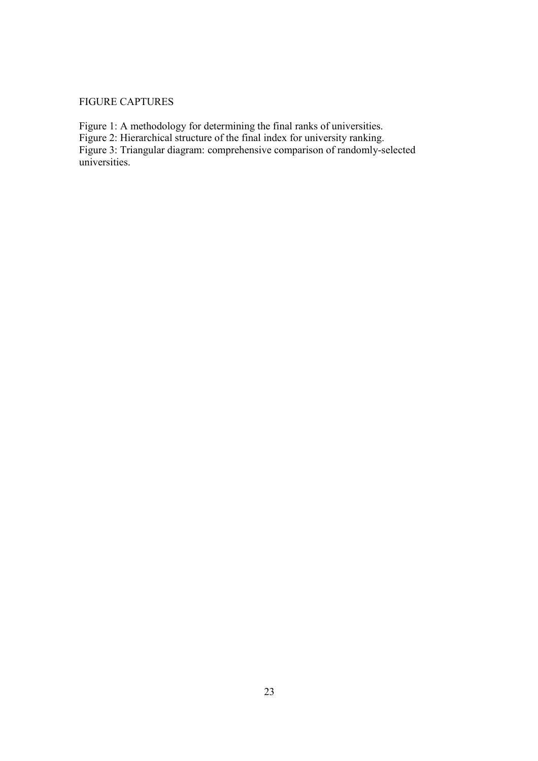FIGURE CAPTURES

Figure 1: A methodology for determining the final ranks of universities.
Figure 2: Hierarchical structure of the final index for university ranking.
Figure 3: Triangular diagram: comprehensive comparison of randomly-selected universities.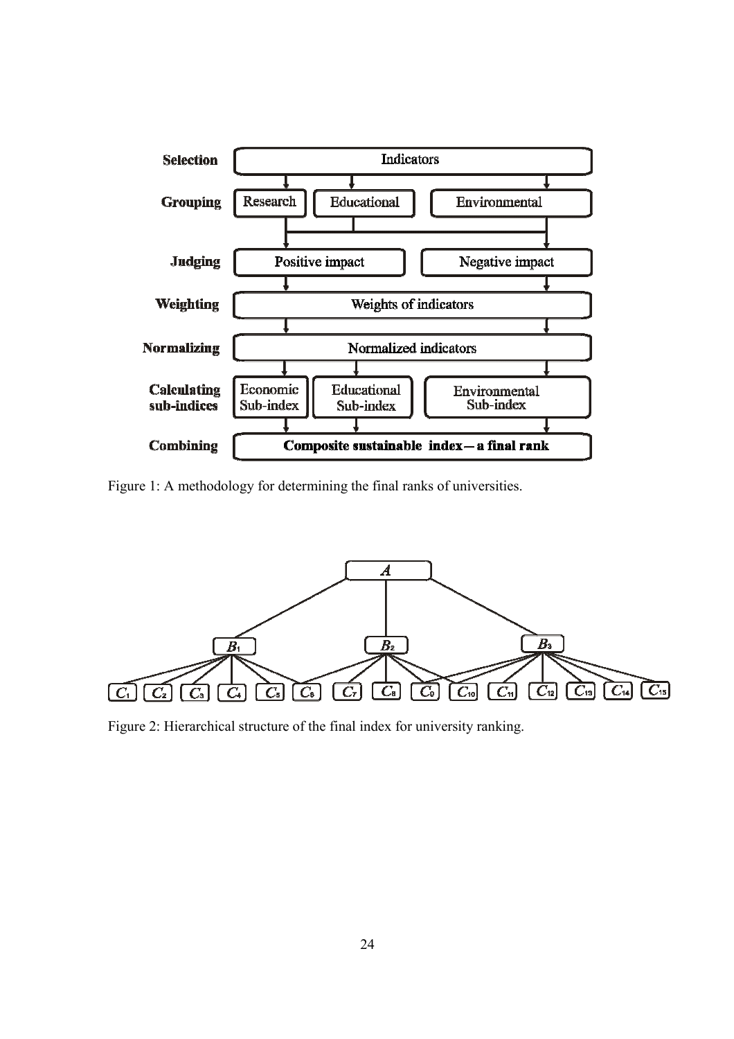Figure 1: A methodology for determining the final ranks of universities.

Figure 2: Hierarchical structure of the final index for university ranking.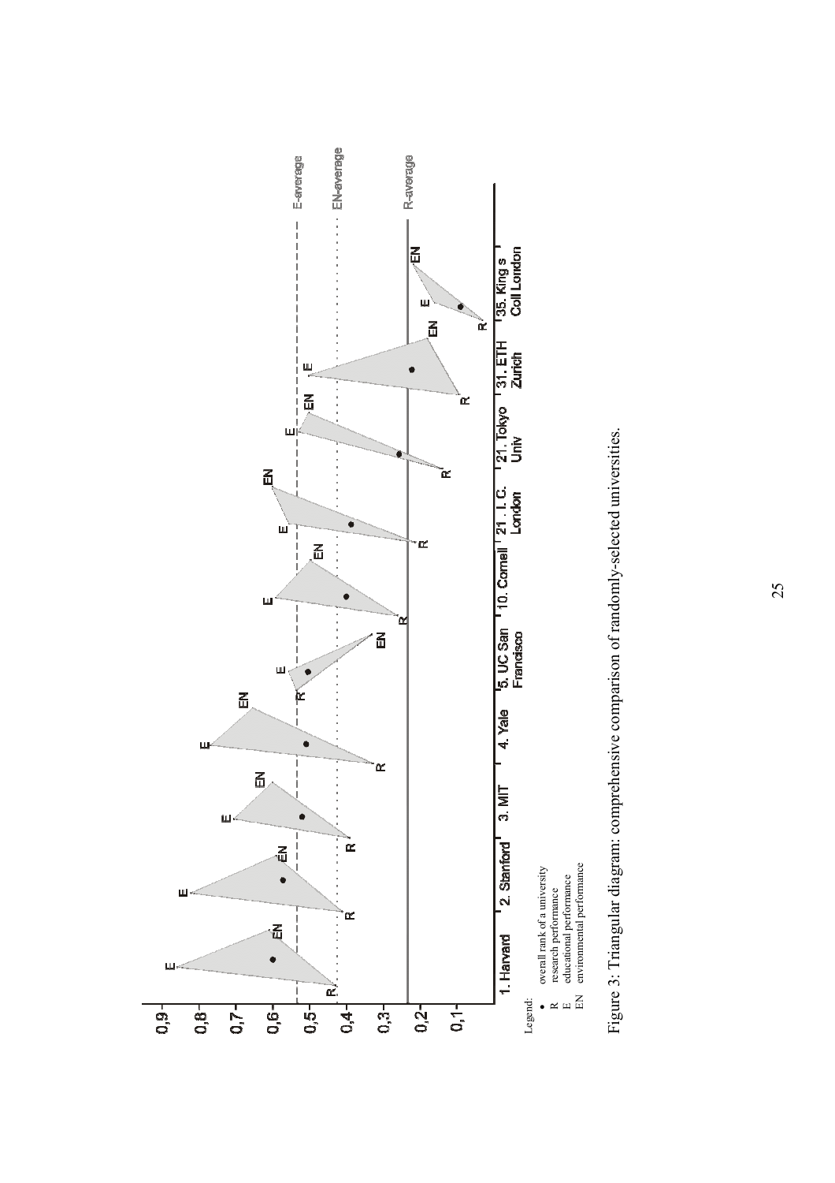0,9
0,8
0,7
0,6
0,5
0,4
0,3
0,2
0,1

E-average
EN-average
R-average

1. Harvard
2. Stanford
3. MIT
4. Yale
5. UC San Francisco
10. Cornell
21. I. C. London
21. Tokyo Univ
31. ETH Zurich
35. King s Coll London

E
EN
R

Legend:

- • overall rank of a university
- R research performance
- E educational performance
- EN environmental performance

Figure 3: Triangular diagram: comprehensive comparison of randomly-selected universities.